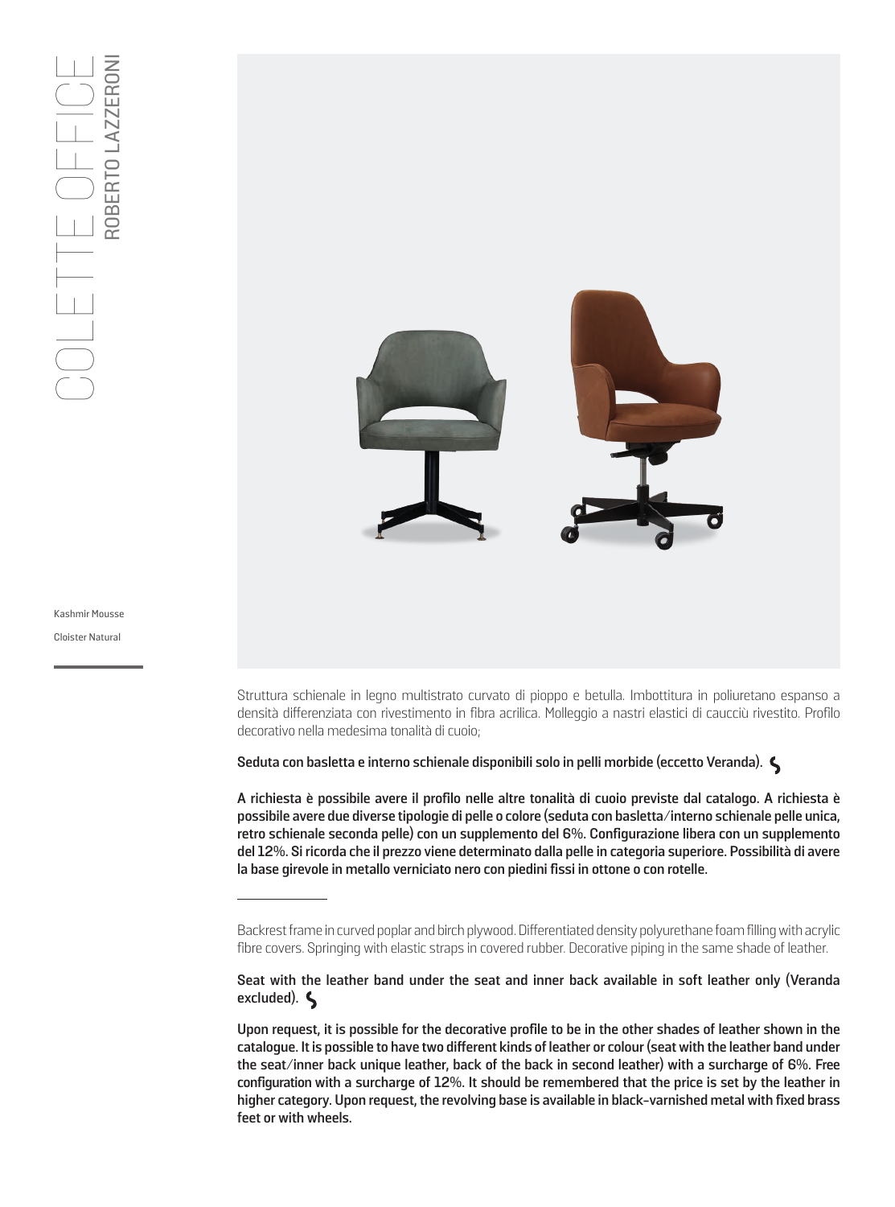# COLETTE OFFICE

## ROBERTO LAZZERONI

Kashmir Mousse

Cloister Natural

Struttura schienale in legno multistrato curvato di pioppo e betulla. Imbottitura in poliuretano espanso a densità differenziata con rivestimento in fibra acrilica. Molleggio a nastri elastici di caucciù rivestito. Profilo decorativo nella medesima tonalità di cuoio;

**Seduta con basletta e interno schienale disponibili solo in pelli morbide (eccetto Veranda).**

**A richiesta è possibile avere il profilo nelle altre tonalità di cuoio previste dal catalogo. A richiesta è possibile avere due diverse tipologie di pelle o colore (seduta con basletta/interno schienale pelle unica, retro schienale seconda pelle) con un supplemento del 6%. Configurazione libera con un supplemento del 12%. Si ricorda che il prezzo viene determinato dalla pelle in categoria superiore. Possibilità di avere la base girevole in metallo verniciato nero con piedini fissi in ottone o con rotelle.**

---

Backrest frame in curved poplar and birch plywood. Differentiated density polyurethane foam filling with acrylic fibre covers. Springing with elastic straps in covered rubber. Decorative piping in the same shade of leather.

**Seat with the leather band under the seat and inner back available in soft leather only (Veranda excluded).**

**Upon request, it is possible for the decorative profile to be in the other shades of leather shown in the catalogue. It is possible to have two different kinds of leather or colour (seat with the leather band under the seat/inner back unique leather, back of the back in second leather) with a surcharge of 6%. Free configuration with a surcharge of 12%. It should be remembered that the price is set by the leather in higher category. Upon request, the revolving base is available in black-varnished metal with fixed brass feet or with wheels.**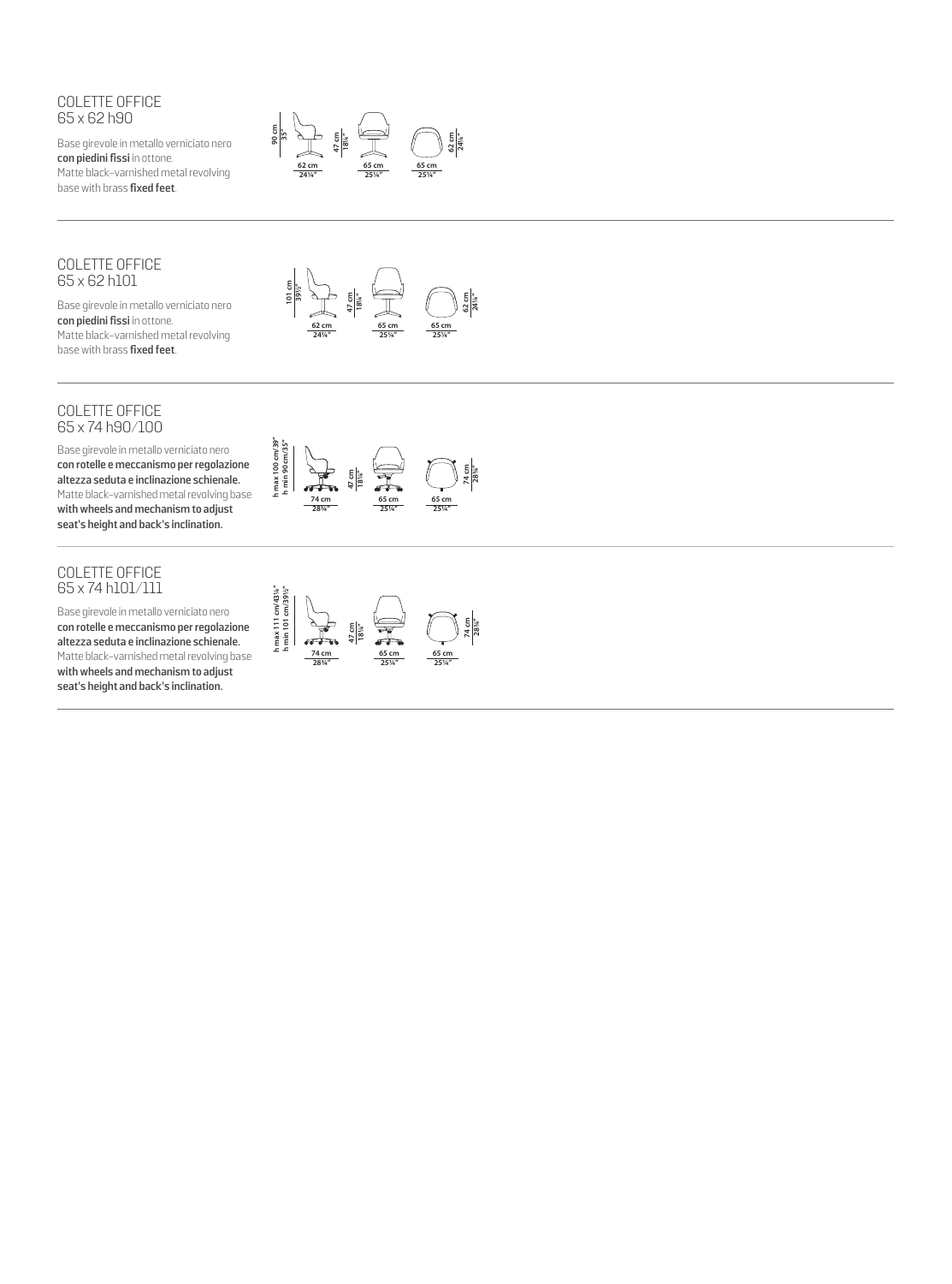## COLETTE OFFICE
65 x 62 h90

Base girevole in metallo verniciato nero **con piedini fissi** in ottone.
Matte black-varnished metal revolving base with brass **fixed feet**.

90 cm
35"
62 cm
24¼"
47 cm
18½"
65 cm
25½"
65 cm
25½"
62 cm
24¼"

---

## COLETTE OFFICE
65 x 62 h101

Base girevole in metallo verniciato nero **con piedini fissi** in ottone.
Matte black-varnished metal revolving base with brass **fixed feet**.

101 cm
39½"
62 cm
24¼"
47 cm
18½"
65 cm
25½"
65 cm
25½"
62 cm
24¼"

---

## COLETTE OFFICE
65 x 74 h90/100

Base girevole in metallo verniciato nero **con rotelle e meccanismo per regolazione altezza seduta e inclinazione schienale.**
Matte black-varnished metal revolving base **with wheels and mechanism to adjust seat's height and back's inclination.**

h max 100 cm/39"
h min 90 cm/35"
74 cm
28¾"
47 cm
18½"
65 cm
25½"
65 cm
25½"
74 cm
28¾"

---

## COLETTE OFFICE
65 x 74 h101/111

Base girevole in metallo verniciato nero **con rotelle e meccanismo per regolazione altezza seduta e inclinazione schienale.**
Matte black-varnished metal revolving base **with wheels and mechanism to adjust seat's height and back's inclination.**

h max 111 cm/43¾"
h min 101 cm/39½"
74 cm
28¾"
47 cm
18½"
65 cm
25½"
65 cm
25½"
74 cm
28¾"